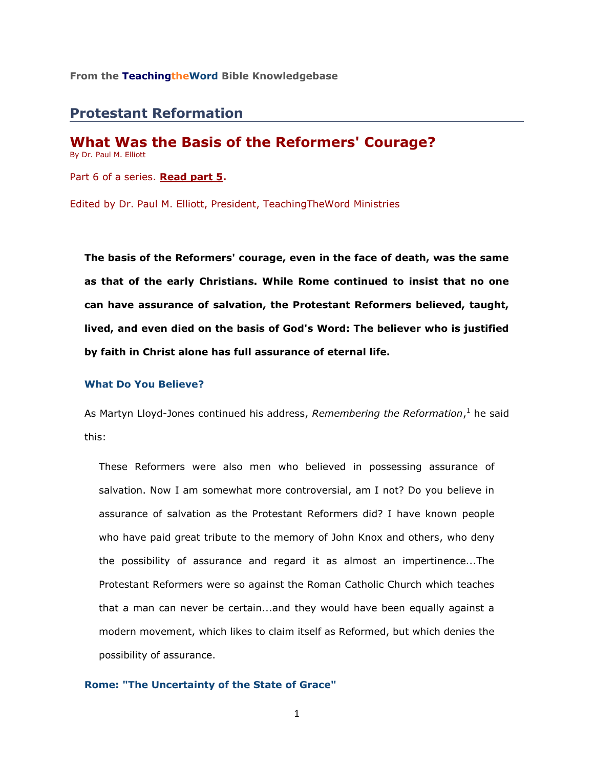From the **TeachingtheWord** Bible Knowledgebase

# Protestant Reformation

## What Was the Basis of the Reformers' Courage?

By Dr. Paul M. Elliott

Part 6 of a series. **Read part 5.**

Edited by Dr. Paul M. Elliott, President, TeachingTheWord Ministries

**The basis of the Reformers' courage, even in the face of death, was the same as that of the early Christians. While Rome continued to insist that no one can have assurance of salvation, the Protestant Reformers believed, taught, lived, and even died on the basis of God's Word: The believer who is justified by faith in Christ alone has full assurance of eternal life.**

### What Do You Believe?

As Martyn Lloyd-Jones continued his address, *Remembering the Reformation*,[1] he said this:

> These Reformers were also men who believed in possessing assurance of salvation. Now I am somewhat more controversial, am I not? Do you believe in assurance of salvation as the Protestant Reformers did? I have known people who have paid great tribute to the memory of John Knox and others, who deny the possibility of assurance and regard it as almost an impertinence...The Protestant Reformers were so against the Roman Catholic Church which teaches that a man can never be certain...and they would have been equally against a modern movement, which likes to claim itself as Reformed, but which denies the possibility of assurance.

### Rome: "The Uncertainty of the State of Grace"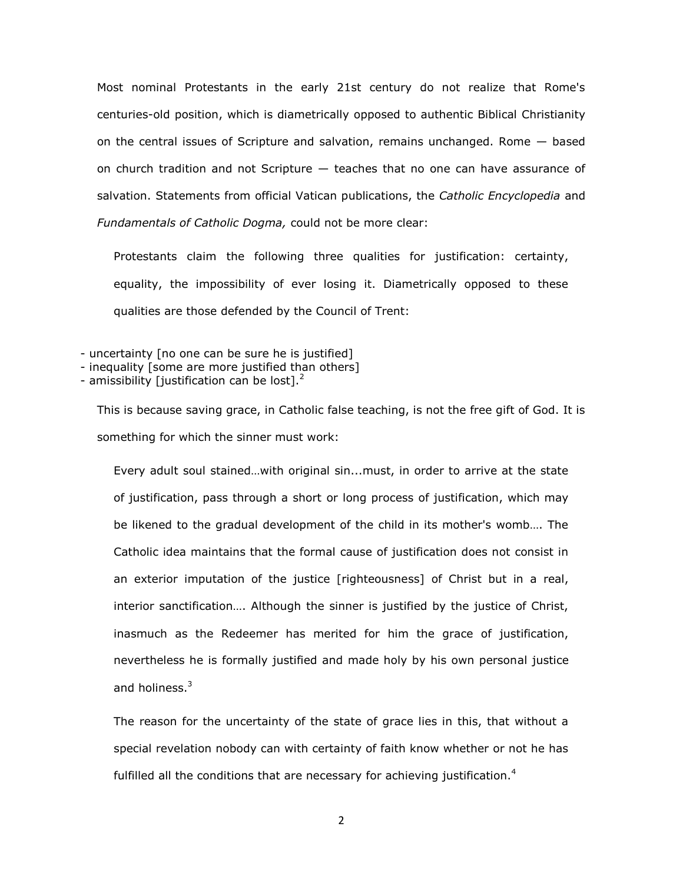Most nominal Protestants in the early 21st century do not realize that Rome's centuries-old position, which is diametrically opposed to authentic Biblical Christianity on the central issues of Scripture and salvation, remains unchanged. Rome — based on church tradition and not Scripture — teaches that no one can have assurance of salvation. Statements from official Vatican publications, the *Catholic Encyclopedia* and *Fundamentals of Catholic Dogma,* could not be more clear:

> Protestants claim the following three qualities for justification: certainty, equality, the impossibility of ever losing it. Diametrically opposed to these qualities are those defended by the Council of Trent:

- uncertainty [no one can be sure he is justified]
- inequality [some are more justified than others]
- amissibility [justification can be lost].[2]

This is because saving grace, in Catholic false teaching, is not the free gift of God. It is something for which the sinner must work:

> Every adult soul stained…with original sin...must, in order to arrive at the state of justification, pass through a short or long process of justification, which may be likened to the gradual development of the child in its mother's womb…. The Catholic idea maintains that the formal cause of justification does not consist in an exterior imputation of the justice [righteousness] of Christ but in a real, interior sanctification…. Although the sinner is justified by the justice of Christ, inasmuch as the Redeemer has merited for him the grace of justification, nevertheless he is formally justified and made holy by his own personal justice and holiness.[3]

> The reason for the uncertainty of the state of grace lies in this, that without a special revelation nobody can with certainty of faith know whether or not he has fulfilled all the conditions that are necessary for achieving justification.[4]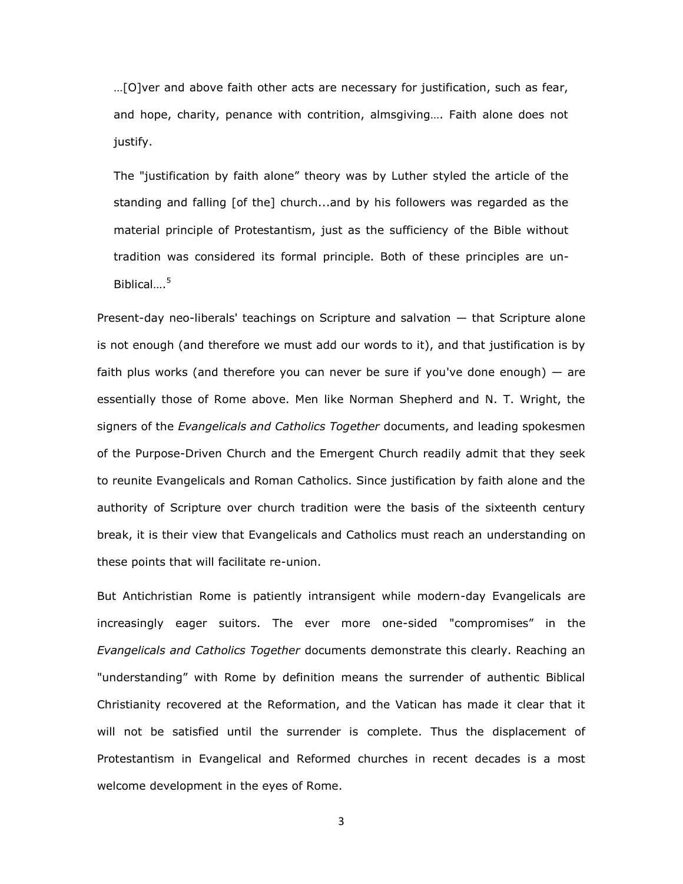> …[O]ver and above faith other acts are necessary for justification, such as fear, and hope, charity, penance with contrition, almsgiving…. Faith alone does not justify.
>
> The "justification by faith alone" theory was by Luther styled the article of the standing and falling [of the] church...and by his followers was regarded as the material principle of Protestantism, just as the sufficiency of the Bible without tradition was considered its formal principle. Both of these principles are un-Biblical….[5]

Present-day neo-liberals' teachings on Scripture and salvation — that Scripture alone is not enough (and therefore we must add our words to it), and that justification is by faith plus works (and therefore you can never be sure if you've done enough) — are essentially those of Rome above. Men like Norman Shepherd and N. T. Wright, the signers of the *Evangelicals and Catholics Together* documents, and leading spokesmen of the Purpose-Driven Church and the Emergent Church readily admit that they seek to reunite Evangelicals and Roman Catholics. Since justification by faith alone and the authority of Scripture over church tradition were the basis of the sixteenth century break, it is their view that Evangelicals and Catholics must reach an understanding on these points that will facilitate re-union.

But Antichristian Rome is patiently intransigent while modern-day Evangelicals are increasingly eager suitors. The ever more one-sided "compromises" in the *Evangelicals and Catholics Together* documents demonstrate this clearly. Reaching an "understanding" with Rome by definition means the surrender of authentic Biblical Christianity recovered at the Reformation, and the Vatican has made it clear that it will not be satisfied until the surrender is complete. Thus the displacement of Protestantism in Evangelical and Reformed churches in recent decades is a most welcome development in the eyes of Rome.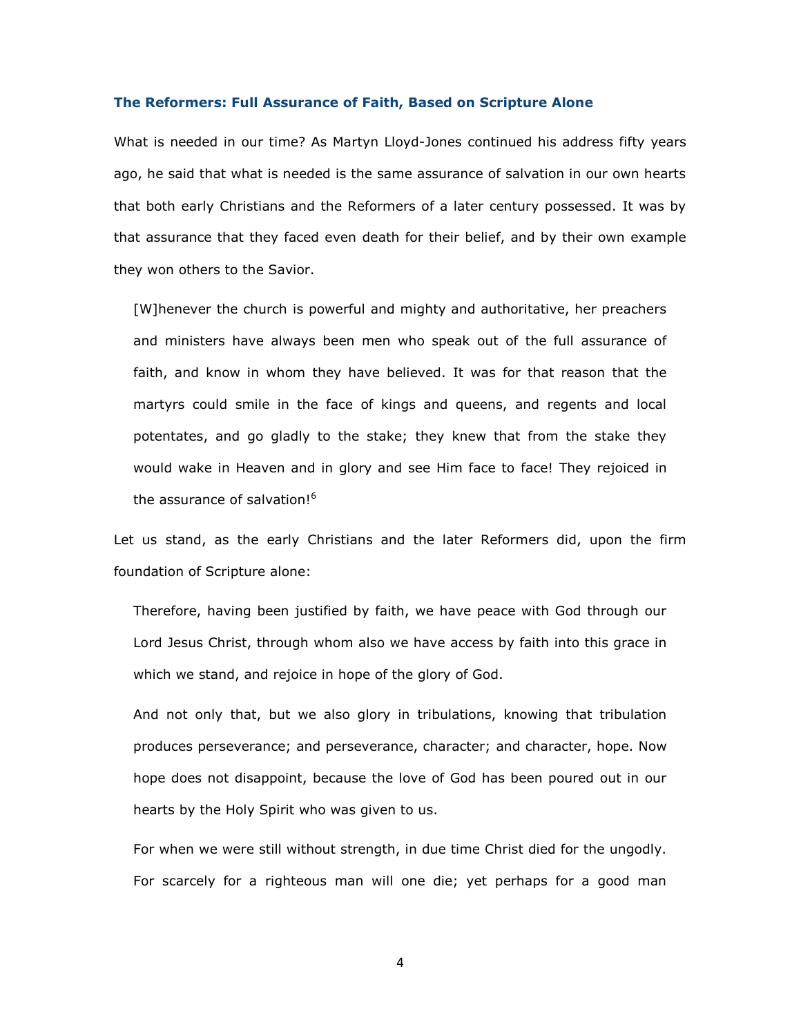### The Reformers: Full Assurance of Faith, Based on Scripture Alone

What is needed in our time? As Martyn Lloyd-Jones continued his address fifty years ago, he said that what is needed is the same assurance of salvation in our own hearts that both early Christians and the Reformers of a later century possessed. It was by that assurance that they faced even death for their belief, and by their own example they won others to the Savior.

> [W]henever the church is powerful and mighty and authoritative, her preachers and ministers have always been men who speak out of the full assurance of faith, and know in whom they have believed. It was for that reason that the martyrs could smile in the face of kings and queens, and regents and local potentates, and go gladly to the stake; they knew that from the stake they would wake in Heaven and in glory and see Him face to face! They rejoiced in the assurance of salvation![6]

Let us stand, as the early Christians and the later Reformers did, upon the firm foundation of Scripture alone:

> Therefore, having been justified by faith, we have peace with God through our Lord Jesus Christ, through whom also we have access by faith into this grace in which we stand, and rejoice in hope of the glory of God.
>
> And not only that, but we also glory in tribulations, knowing that tribulation produces perseverance; and perseverance, character; and character, hope. Now hope does not disappoint, because the love of God has been poured out in our hearts by the Holy Spirit who was given to us.
>
> For when we were still without strength, in due time Christ died for the ungodly. For scarcely for a righteous man will one die; yet perhaps for a good man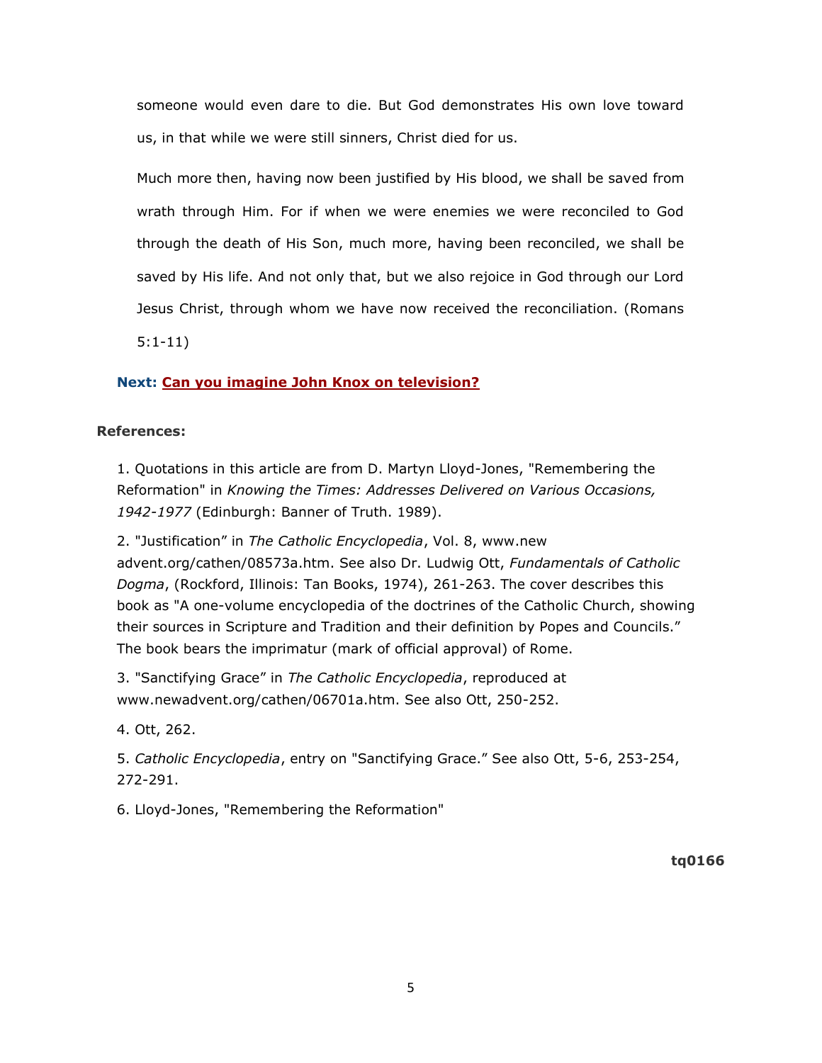someone would even dare to die. But God demonstrates His own love toward us, in that while we were still sinners, Christ died for us.

Much more then, having now been justified by His blood, we shall be saved from wrath through Him. For if when we were enemies we were reconciled to God through the death of His Son, much more, having been reconciled, we shall be saved by His life. And not only that, but we also rejoice in God through our Lord Jesus Christ, through whom we have now received the reconciliation. (Romans 5:1-11)

**Next: Can you imagine John Knox on television?**

**References:**

1. Quotations in this article are from D. Martyn Lloyd-Jones, "Remembering the Reformation" in *Knowing the Times: Addresses Delivered on Various Occasions, 1942-1977* (Edinburgh: Banner of Truth. 1989).

2. "Justification" in *The Catholic Encyclopedia*, Vol. 8, www.new advent.org/cathen/08573a.htm. See also Dr. Ludwig Ott, *Fundamentals of Catholic Dogma*, (Rockford, Illinois: Tan Books, 1974), 261-263. The cover describes this book as "A one-volume encyclopedia of the doctrines of the Catholic Church, showing their sources in Scripture and Tradition and their definition by Popes and Councils." The book bears the imprimatur (mark of official approval) of Rome.

3. "Sanctifying Grace" in *The Catholic Encyclopedia*, reproduced at www.newadvent.org/cathen/06701a.htm. See also Ott, 250-252.

4. Ott, 262.

5. *Catholic Encyclopedia*, entry on "Sanctifying Grace." See also Ott, 5-6, 253-254, 272-291.

6. Lloyd-Jones, "Remembering the Reformation"

**tq0166**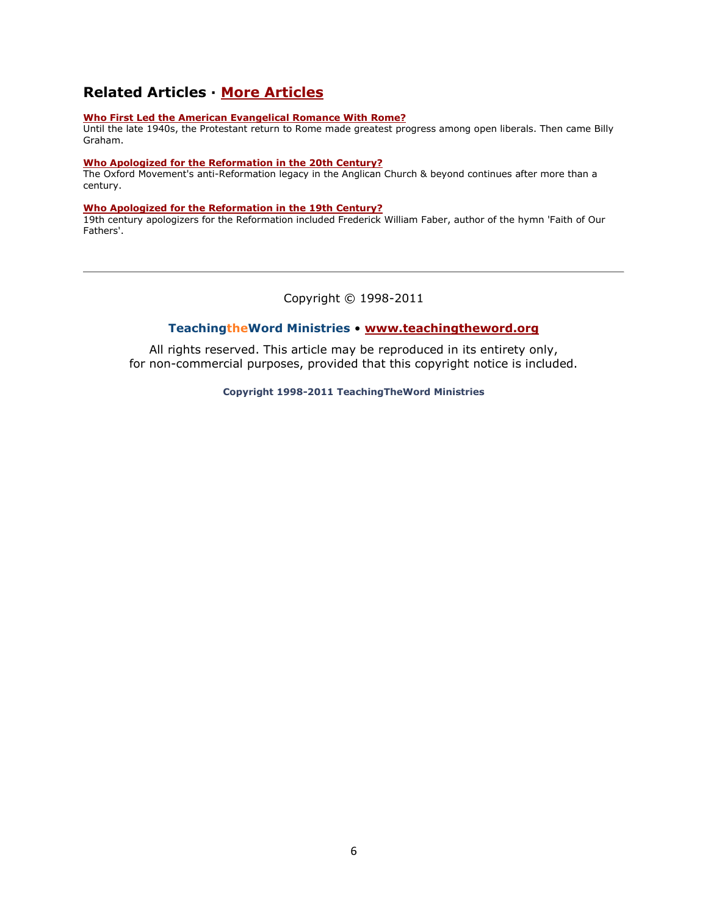## Related Articles · More Articles

**Who First Led the American Evangelical Romance With Rome?**
Until the late 1940s, the Protestant return to Rome made greatest progress among open liberals. Then came Billy Graham.

**Who Apologized for the Reformation in the 20th Century?**
The Oxford Movement's anti-Reformation legacy in the Anglican Church & beyond continues after more than a century.

**Who Apologized for the Reformation in the 19th Century?**
19th century apologizers for the Reformation included Frederick William Faber, author of the hymn 'Faith of Our Fathers'.

---

Copyright © 1998-2011

**TeachingtheWord Ministries • www.teachingtheword.org**

All rights reserved. This article may be reproduced in its entirety only, for non-commercial purposes, provided that this copyright notice is included.

**Copyright 1998-2011 TeachingTheWord Ministries**